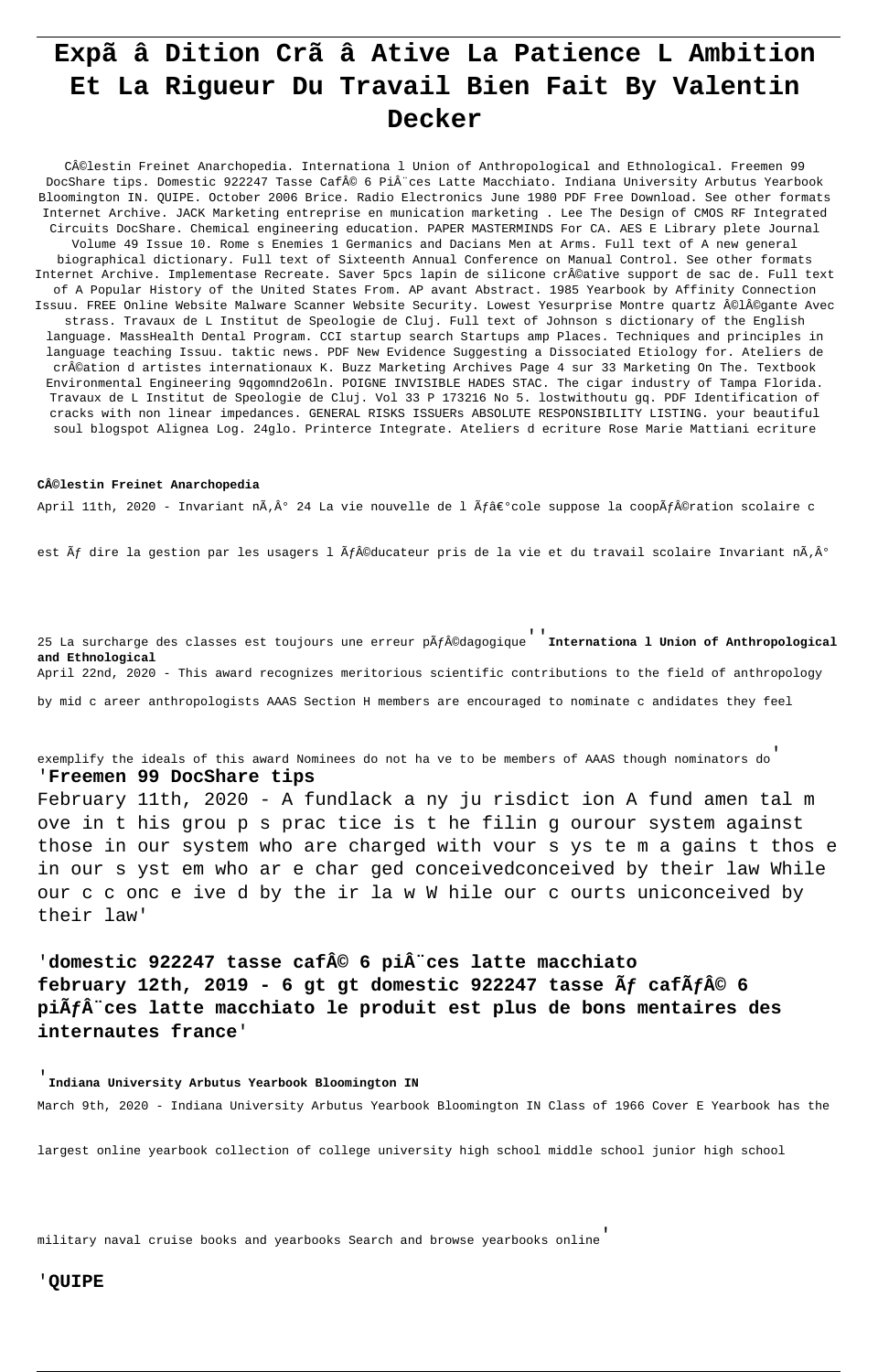# Expã â Dition Crã â Ative La Patience L Ambition Et La Rigueur Du Travail Bien Fait By Valentin Decker

CÃ©lestin Freinet Anarchopedia. Internationa l Union of Anthropological and Ethnological. Freemen 99 DocShare tips. Domestic 922247 Tasse CafÃ© 6 PiÃ¨ces Latte Macchiato. Indiana University Arbutus Yearbook Bloomington IN. QUIPE. October 2006 Brice. Radio Electronics June 1980 PDF Free Download. See other formats Internet Archive. JACK Marketing entreprise en munication marketing . Lee The Design of CMOS RF Integrated Circuits DocShare. Chemical engineering education. PAPER MASTERMINDS For CA. AES E Library plete Journal Volume 49 Issue 10. Rome s Enemies 1 Germanics and Dacians Men at Arms. Full text of A new general biographical dictionary. Full text of Sixteenth Annual Conference on Manual Control. See other formats Internet Archive. Implementase Recreate. Saver 5pcs lapin de silicone crÃ©ative support de sac de. Full text of A Popular History of the United States From. AP avant Abstract. 1985 Yearbook by Affinity Connection Issuu. FREE Online Website Malware Scanner Website Security. Lowest Yesurprise Montre quartz Ã©lÃ©gante Avec strass. Travaux de L Institut de Speologie de Cluj. Full text of Johnson s dictionary of the English language. MassHealth Dental Program. CCI startup search Startups amp Places. Techniques and principles in language teaching Issuu. taktic news. PDF New Evidence Suggesting a Dissociated Etiology for. Ateliers de crÃ©ation d artistes internationaux K. Buzz Marketing Archives Page 4 sur 33 Marketing On The. Textbook Environmental Engineering 9qgomnd2o6ln. POIGNE INVISIBLE HADES STAC. The cigar industry of Tampa Florida. Travaux de L Institut de Speologie de Cluj. Vol 33 P 173216 No 5. lostwithoutu gq. PDF Identification of cracks with non linear impedances. GENERAL RISKS ISSUERs ABSOLUTE RESPONSIBILITY LISTING. your beautiful soul blogspot Alignea Log. 24glo. Printerce Integrate. Ateliers d ecriture Rose Marie Mattiani ecriture

**CÃ©lestin Freinet Anarchopedia**

April 11th, 2020 - Invariant nÃ‚° 24 La vie nouvelle de l Ãƒâ€°cole suppose la coopÃƒÂ©ration scolaire c est Ãƒ dire la gestion par les usagers l ÃƒÂ©ducateur pris de la vie et du travail scolaire Invariant nÃ‚° 25 La surcharge des classes est toujours une erreur pÃƒÂ©dagogique''**Internationa l Union of Anthropological and Ethnological**

April 22nd, 2020 - This award recognizes meritorious scientific contributions to the field of anthropology by mid c areer anthropologists AAAS Section H members are encouraged to nominate c andidates they feel exemplify the ideals of this award Nominees do not ha ve to be members of AAAS though nominators do'

'**Freemen 99 DocShare tips**

February 11th, 2020 - A fundlack a ny ju risdict ion A fund amen tal m ove in t his grou p s prac tice is t he filin g ourour system against those in our system who are charged with vour s ys te m a gains t thos e in our s yst em who ar e char ged conceivedconceived by their law While our c c onc e ive d by the ir la w W hile our c ourts uniconceived by their law'

'**domestic 922247 tasse cafÃ© 6 piÃ¨ces latte macchiato february 12th, 2019 - 6 gt gt domestic 922247 tasse Ãƒ cafÃƒÂ© 6 piÃƒÂ¨ces latte macchiato le produit est plus de bons mentaires des internautes france**'

'**Indiana University Arbutus Yearbook Bloomington IN**

March 9th, 2020 - Indiana University Arbutus Yearbook Bloomington IN Class of 1966 Cover E Yearbook has the largest online yearbook collection of college university high school middle school junior high school military naval cruise books and yearbooks Search and browse yearbooks online'

'**QUIPE**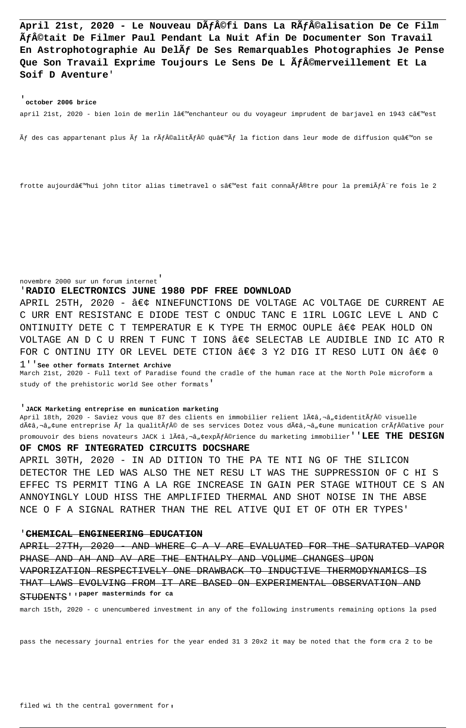**April 21st, 2020 - Le Nouveau DÃƒÂ©fi Dans La RÃƒÂ©alisation De Ce Film ÃƒÂ©tait De Filmer Paul Pendant La Nuit Afin De Documenter Son Travail En Astrophotographie Au DelÃƒ De Ses Remarquables Photographies Je Pense Que Son Travail Exprime Toujours Le Sens De L ÃƒÂ©merveillement Et La Soif D Aventure'**

'**october 2006 brice**

april 21st, 2020 - bien loin de merlin lâ€™enchanteur ou du voyageur imprudent de barjavel en 1943 câ€™est

Ãƒ des cas appartenant plus Ãƒ la rÃƒÂ©alitÃƒÂ© quâ€™Ãƒ la fiction dans leur mode de diffusion quâ€™on se

frotte aujourdâ€™hui john titor alias timetravel o sâ€™est fait connaÃƒÂ®tre pour la premiÃƒÂ¨re fois le 2

novembre 2000 sur un forum internet'

'**RADIO ELECTRONICS JUNE 1980 PDF FREE DOWNLOAD**

APRIL 25TH, 2020 - â€¢ NINEFUNCTIONS DE VOLTAGE AC VOLTAGE DE CURRENT AE C URR ENT RESISTANC E DIODE TEST C ONDUC TANC E 1IRL LOGIC LEVE L AND C ONTINUITY DETE C T TEMPERATUR E K TYPE TH ERMOC OUPLE â€¢ PEAK HOLD ON VOLTAGE AN D C U RREN T FUNC T IONS â€¢ SELECTAB LE AUDIBLE IND IC ATO R FOR C ONTINU ITY OR LEVEL DETE CTION â€¢ 3 Y2 DIG IT RESO LUTI ON â€¢ 0 1''**See other formats Internet Archive**

March 21st, 2020 - Full text of Paradise found the cradle of the human race at the North Pole microform a study of the prehistoric world See other formats'

'**JACK Marketing entreprise en munication marketing**

April 18th, 2020 - Saviez vous que 87 des clients en immobilier relient lÃ¢â‚¬â„¢identitÃƒÂ© visuelle dÃ¢â‚¬â„¢une entreprise Ãƒ la qualitÃƒÂ© de ses services Dotez vous dÃ¢â‚¬â„¢une munication crÃƒÂ©ative pour promouvoir des biens novateurs JACK i lÃ¢â‚¬â„¢expÃƒÂ©rience du marketing immobilier''**LEE THE DESIGN OF CMOS RF INTEGRATED CIRCUITS DOCSHARE**

APRIL 30TH, 2020 - IN AD DITION TO THE PA TE NTI NG OF THE SILICON DETECTOR THE LED WAS ALSO THE NET RESU LT WAS THE SUPPRESSION OF C HI S EFFEC TS PERMIT TING A LA RGE INCREASE IN GAIN PER STAGE WITHOUT CE S AN ANNOYINGLY LOUD HISS THE AMPLIFIED THERMAL AND SHOT NOISE IN THE ABSE NCE O F A SIGNAL RATHER THAN THE REL ATIVE QUI ET OF OTH ER TYPES'

'~~**CHEMICAL ENGINEERING EDUCATION**~~

~~APRIL 27TH, 2020 - AND WHERE C A V ARE EVALUATED FOR THE SATURATED VAPOR PHASE AND AH AND AV ARE THE ENTHALPY AND VOLUME CHANGES UPON VAPORIZATION RESPECTIVELY ONE DRAWBACK TO INDUCTIVE THERMODYNAMICS IS THAT LAWS EVOLVING FROM IT ARE BASED ON EXPERIMENTAL OBSERVATION AND STUDENTS~~''**paper masterminds for ca**

march 15th, 2020 - c unencumbered investment in any of the following instruments remaining options la psed

pass the necessary journal entries for the year ended 31 3 20x2 it may be noted that the form cra 2 to be

filed wi th the central government for'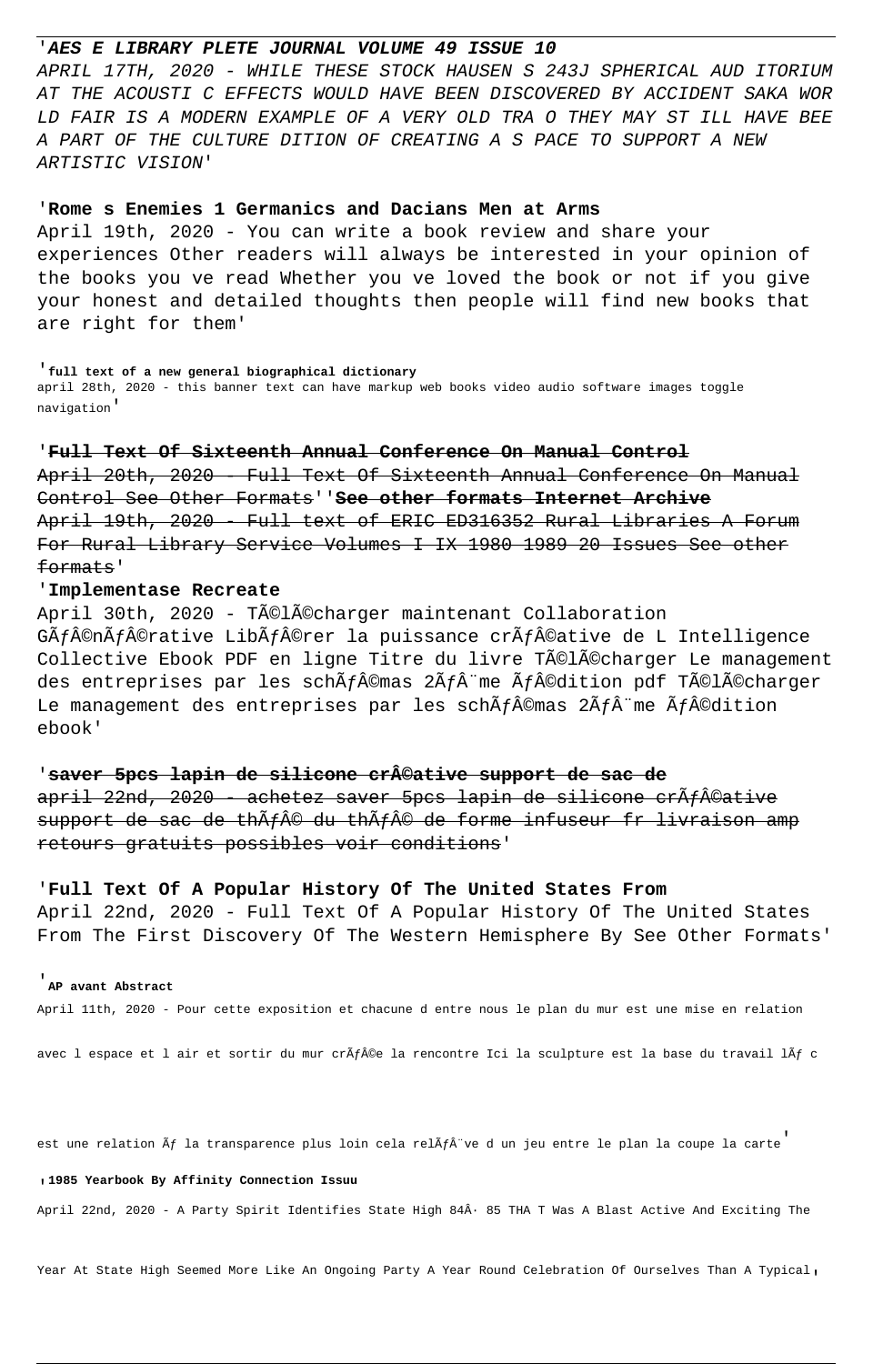'**AES E LIBRARY PLETE JOURNAL VOLUME 49 ISSUE 10**

*APRIL 17TH, 2020 - WHILE THESE STOCK HAUSEN S 243J SPHERICAL AUD ITORIUM AT THE ACOUSTI C EFFECTS WOULD HAVE BEEN DISCOVERED BY ACCIDENT SAKA WOR LD FAIR IS A MODERN EXAMPLE OF A VERY OLD TRA O THEY MAY ST ILL HAVE BEE A PART OF THE CULTURE DITION OF CREATING A S PACE TO SUPPORT A NEW ARTISTIC VISION*'

'**Rome s Enemies 1 Germanics and Dacians Men at Arms**

April 19th, 2020 - You can write a book review and share your experiences Other readers will always be interested in your opinion of the books you ve read Whether you ve loved the book or not if you give your honest and detailed thoughts then people will find new books that are right for them'

'**full text of a new general biographical dictionary**

april 28th, 2020 - this banner text can have markup web books video audio software images toggle navigation'

'~~**Full Text Of Sixteenth Annual Conference On Manual Control**~~

~~April 20th, 2020 - Full Text Of Sixteenth Annual Conference On Manual Control See Other Formats~~''~~**See other formats Internet Archive**~~

~~April 19th, 2020 - Full text of ERIC ED316352 Rural Libraries A Forum For Rural Library Service Volumes I IX 1980 1989 20 Issues See other formats~~'

'**Implementase Recreate**

April 30th, 2020 - TÃ©lÃ©charger maintenant Collaboration GÃƒÂ©nÃƒÂ©rative LibÃƒÂ©rer la puissance crÃƒÂ©ative de L Intelligence Collective Ebook PDF en ligne Titre du livre TÃ©lÃ©charger Le management des entreprises par les schÃƒÂ©mas 2ÃƒÂ¨me ÃƒÂ©dition pdf TÃ©lÃ©charger Le management des entreprises par les schÃƒÂ©mas 2ÃƒÂ¨me ÃƒÂ©dition ebook'

'~~**saver 5pcs lapin de silicone crÂ©ative support de sac de**~~

~~april 22nd, 2020 - achetez saver 5pcs lapin de silicone crÃƒÂ©ative support de sac de thÃƒÂ© du thÃƒÂ© de forme infuseur fr livraison amp retours gratuits possibles voir conditions~~'

'**Full Text Of A Popular History Of The United States From**

April 22nd, 2020 - Full Text Of A Popular History Of The United States From The First Discovery Of The Western Hemisphere By See Other Formats'

'**AP avant Abstract**

April 11th, 2020 - Pour cette exposition et chacune d entre nous le plan du mur est une mise en relation avec l espace et l air et sortir du mur crÃƒÂ©e la rencontre Ici la sculpture est la base du travail lÃƒ c est une relation Ãƒ la transparence plus loin cela relÃƒÂ¨ve d un jeu entre le plan la coupe la carte'

'**1985 Yearbook By Affinity Connection Issuu**

April 22nd, 2020 - A Party Spirit Identifies State High 84Â· 85 THA T Was A Blast Active And Exciting The Year At State High Seemed More Like An Ongoing Party A Year Round Celebration Of Ourselves Than A Typical'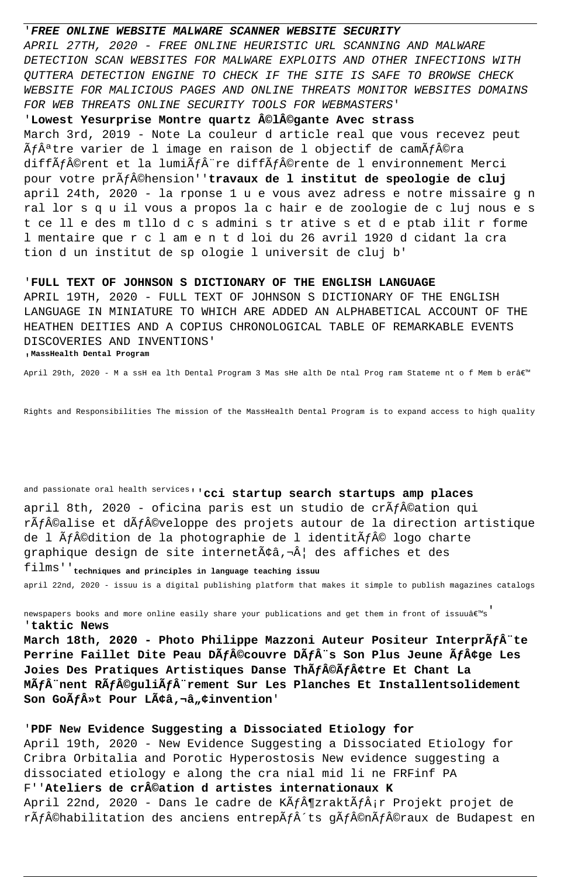'**FREE ONLINE WEBSITE MALWARE SCANNER WEBSITE SECURITY**
*APRIL 27TH, 2020 - FREE ONLINE HEURISTIC URL SCANNING AND MALWARE DETECTION SCAN WEBSITES FOR MALWARE EXPLOITS AND OTHER INFECTIONS WITH QUTTERA DETECTION ENGINE TO CHECK IF THE SITE IS SAFE TO BROWSE CHECK WEBSITE FOR MALICIOUS PAGES AND ONLINE THREATS MONITOR WEBSITES DOMAINS FOR WEB THREATS ONLINE SECURITY TOOLS FOR WEBMASTERS*'

'**Lowest Yesurprise Montre quartz Ã©lÃ©gante Avec strass**
March 3rd, 2019 - Note La couleur d article real que vous recevez peut ÃƒÂªtre varier de l image en raison de l objectif de camÃƒÂ©ra diffÃƒÂ©rent et la lumiÃƒÂ¨re diffÃƒÂ©rente de l environnement Merci pour votre prÃƒÂ©hension''**travaux de l institut de speologie de cluj**
april 24th, 2020 - la rponse 1 u e vous avez adress e notre missaire g n ral lor s q u il vous a propos la c hair e de zoologie de c luj nous e s t ce ll e des m tllo d c s admini s tr ative s et d e ptab ilit r forme l mentaire que r c l am e n t d loi du 26 avril 1920 d cidant la cra tion d un institut de sp ologie l universit de cluj b'

'**FULL TEXT OF JOHNSON S DICTIONARY OF THE ENGLISH LANGUAGE**
APRIL 19TH, 2020 - FULL TEXT OF JOHNSON S DICTIONARY OF THE ENGLISH LANGUAGE IN MINIATURE TO WHICH ARE ADDED AN ALPHABETICAL ACCOUNT OF THE HEATHEN DEITIES AND A COPIUS CHRONOLOGICAL TABLE OF REMARKABLE EVENTS DISCOVERIES AND INVENTIONS'
'**MassHealth Dental Program**
April 29th, 2020 - M a ssH ea lth Dental Program 3 Mas sHe alth De ntal Prog ram Stateme nt o f Mem b erâ€™ Rights and Responsibilities The mission of the MassHealth Dental Program is to expand access to high quality and passionate oral health services''**cci startup search startups amp places**
april 8th, 2020 - oficina paris est un studio de crÃƒÂ©ation qui rÃƒÂ©alise et dÃƒÂ©veloppe des projets autour de la direction artistique de l ÃƒÂ©dition de la photographie de l identitÃƒÂ© logo charte graphique design de site internetÃ¢â‚¬Â¦ des affiches et des films''**techniques and principles in language teaching issuu**
april 22nd, 2020 - issuu is a digital publishing platform that makes it simple to publish magazines catalogs newspapers books and more online easily share your publications and get them in front of issuuâ€™s'
'**taktic News**
**March 18th, 2020 - Photo Philippe Mazzoni Auteur Positeur InterprÃƒÂ¨te Perrine Faillet Dite Peau DÃƒÂ©couvre DÃƒÂ¨s Son Plus Jeune ÃƒÂ¢ge Les Joies Des Pratiques Artistiques Danse ThÃƒÂ©ÃƒÂ¢tre Et Chant La MÃƒÂ¨nent RÃƒÂ©guliÃƒÂ¨rement Sur Les Planches Et Installentsolidement Son GoÃƒÂ»t Pour LÃ¢â‚¬â„¢invention**'

'**PDF New Evidence Suggesting a Dissociated Etiology for**
April 19th, 2020 - New Evidence Suggesting a Dissociated Etiology for Cribra Orbitalia and Porotic Hyperostosis New evidence suggesting a dissociated etiology e along the cra nial mid li ne FRFinf PA F''**Ateliers de crÃ©ation d artistes internationaux K**
April 22nd, 2020 - Dans le cadre de KÃƒÂ¶zraktÃƒÂ¡r Projekt projet de rÃƒÂ©habilitation des anciens entrepÃƒÂ´ts gÃƒÂ©nÃƒÂ©raux de Budapest en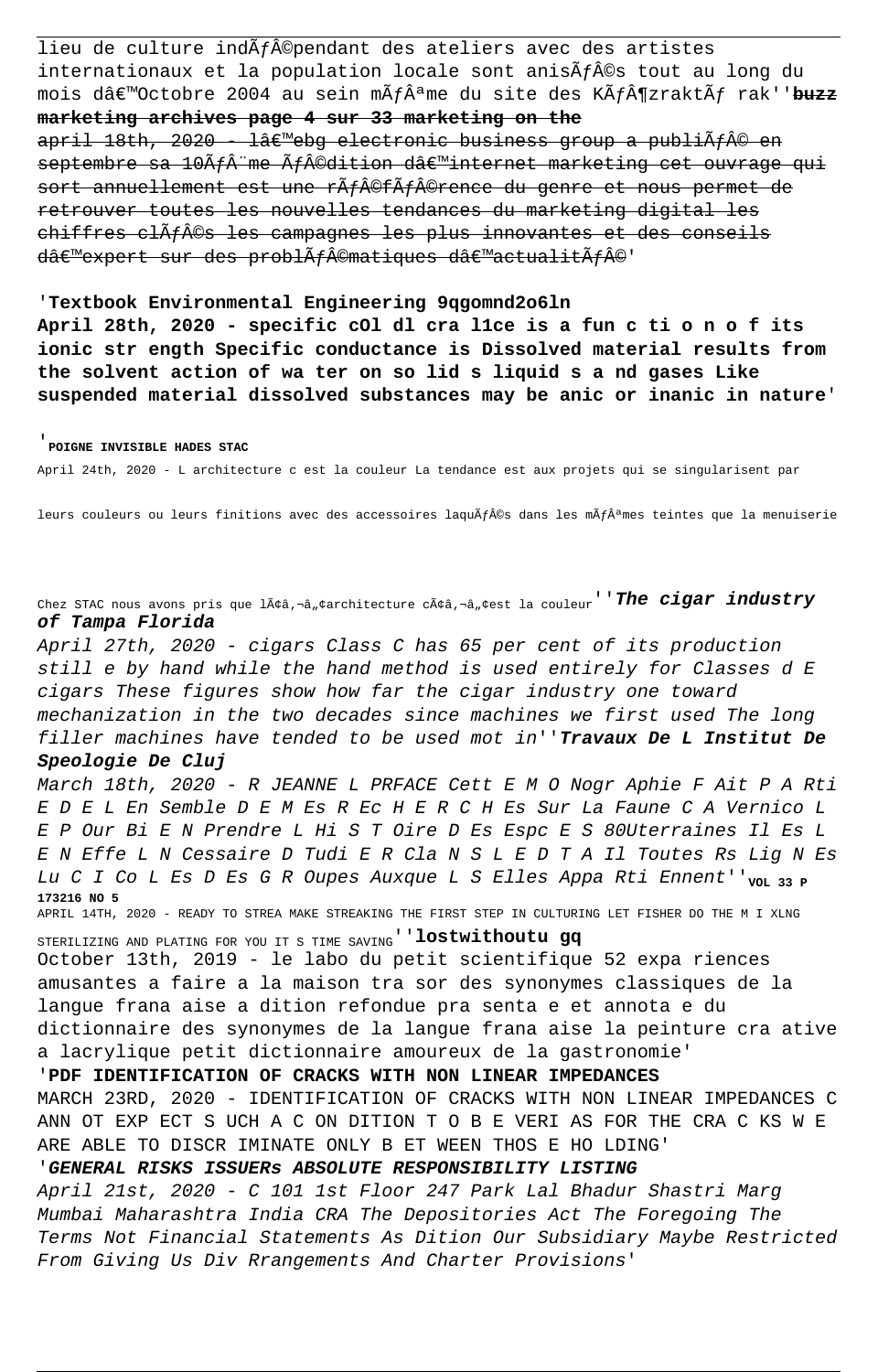lieu de culture indÃƒÂ©pendant des ateliers avec des artistes internationaux et la population locale sont anisÃƒÂ©s tout au long du mois dâ€™Octobre 2004 au sein mÃƒÂªme du site des KÃƒÂ¶zraktÃƒ rak''**buzz marketing archives page 4 sur 33 marketing on the**

~~april 18th, 2020 - lâ€™ebg electronic business group a publiÃƒÂ© en septembre sa 10Ãƒ¨me ÃƒÂ©dition dâ€™internet marketing cet ouvrage qui sort annuellement est une rÃƒÂ©fÃƒÂ©rence du genre et nous permet de retrouver toutes les nouvelles tendances du marketing digital les chiffres clÃƒÂ©s les campagnes les plus innovantes et des conseils dâ€™expert sur des problÃƒÂ©matiques dâ€™actualitÃƒÂ©'~~

'**Textbook Environmental Engineering 9qgomnd2o6ln**

**April 28th, 2020 - specific cOl dl cra l1ce is a fun c ti o n o f its ionic str ength Specific conductance is Dissolved material results from the solvent action of wa ter on so lid s liquid s a nd gases Like suspended material dissolved substances may be anic or inanic in nature**'

'**POIGNE INVISIBLE HADES STAC**

April 24th, 2020 - L architecture c est la couleur La tendance est aux projets qui se singularisent par leurs couleurs ou leurs finitions avec des accessoires laquÃƒÂ©s dans les mÃƒÂªmes teintes que la menuiserie

Chez STAC nous avons pris que lÃ¢â‚¬â„¢architecture cÃ¢â‚¬â„¢est la couleur''***The cigar industry of Tampa Florida***

*April 27th, 2020 - cigars Class C has 65 per cent of its production still e by hand while the hand method is used entirely for Classes d E cigars These figures show how far the cigar industry one toward mechanization in the two decades since machines we first used The long filler machines have tended to be used mot in*''***Travaux De L Institut De Speologie De Cluj***

*March 18th, 2020 - R JEANNE L PRFACE Cett E M O Nogr Aphie F Ait P A Rti E D E L En Semble D E M Es R Ec H E R C H Es Sur La Faune C A Vernico L E P Our Bi E N Prendre L Hi S T Oire D Es Espc E S 80Uterraines Il Es L E N Effe L N Cessaire D Tudi E R Cla N S L E D T A Il Toutes Rs Lig N Es Lu C I Co L Es D Es G R Oupes Auxque L S Elles Appa Rti Ennent*''**VOL 33 P 173216 NO 5**

APRIL 14TH, 2020 - READY TO STREA MAKE STREAKING THE FIRST STEP IN CULTURING LET FISHER DO THE M I XLNG STERILIZING AND PLATING FOR YOU IT S TIME SAVING''**lostwithoutu gq**

October 13th, 2019 - le labo du petit scientifique 52 expa riences amusantes a faire a la maison tra sor des synonymes classiques de la langue frana aise a dition refondue pra senta e et annota e du dictionnaire des synonymes de la langue frana aise la peinture cra ative a lacrylique petit dictionnaire amoureux de la gastronomie'

'**PDF IDENTIFICATION OF CRACKS WITH NON LINEAR IMPEDANCES**

MARCH 23RD, 2020 - IDENTIFICATION OF CRACKS WITH NON LINEAR IMPEDANCES C ANN OT EXP ECT S UCH A C ON DITION T O B E VERI AS FOR THE CRA C KS W E ARE ABLE TO DISCR IMINATE ONLY B ET WEEN THOS E HO LDING'

'***GENERAL RISKS ISSUERs ABSOLUTE RESPONSIBILITY LISTING***

*April 21st, 2020 - C 101 1st Floor 247 Park Lal Bhadur Shastri Marg Mumbai Maharashtra India CRA The Depositories Act The Foregoing The Terms Not Financial Statements As Dition Our Subsidiary Maybe Restricted From Giving Us Div Rrangements And Charter Provisions*'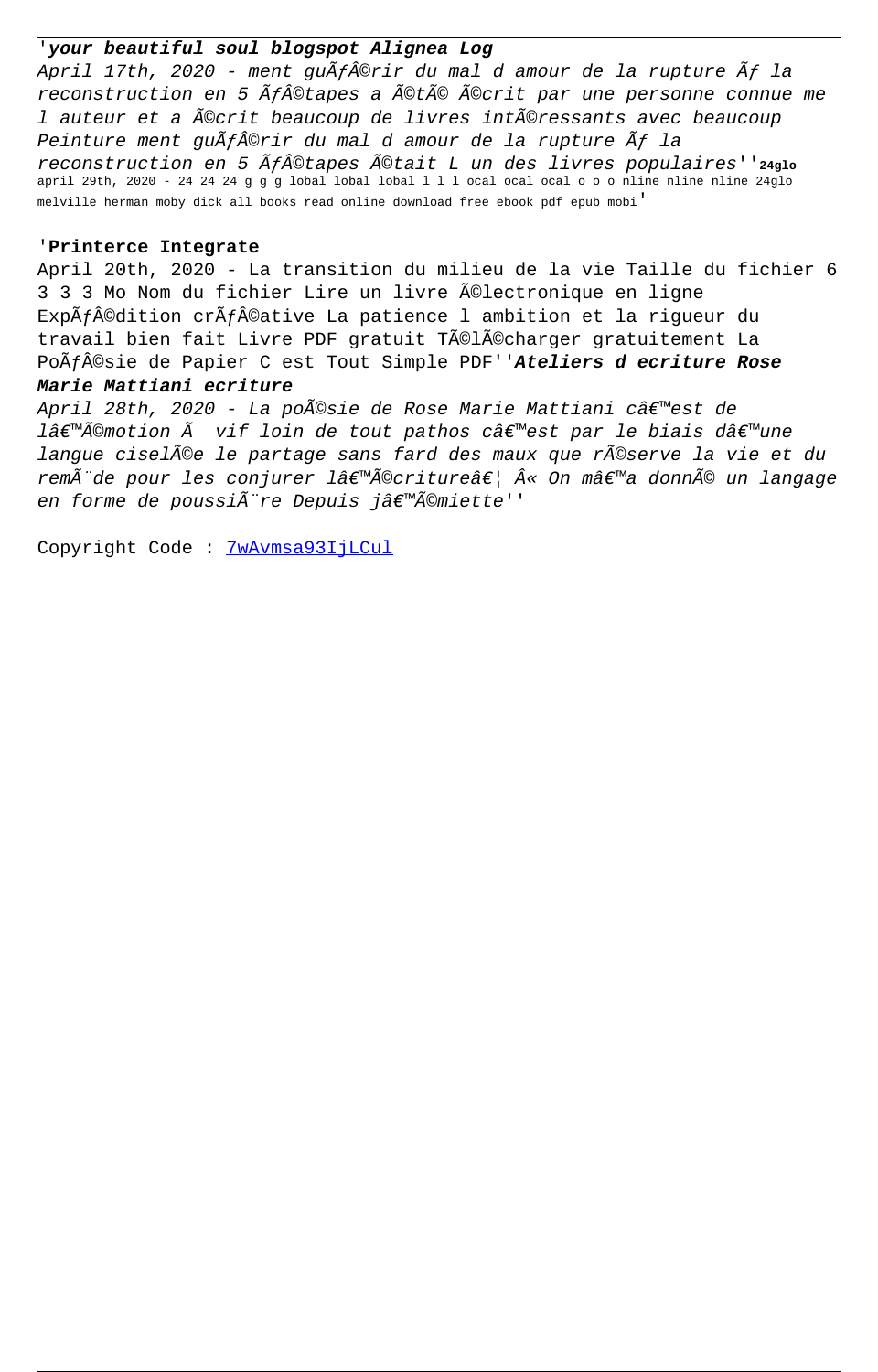'**your beautiful soul blogspot Alignea Log**
*April 17th, 2020 - ment guÃƒÂ©rir du mal d amour de la rupture Ãƒ la reconstruction en 5 ÃƒÂ©tapes a Ã©tÃ© Ã©crit par une personne connue me l auteur et a Ã©crit beaucoup de livres intÃ©ressants avec beaucoup Peinture ment guÃƒÂ©rir du mal d amour de la rupture Ãƒ la reconstruction en 5 ÃƒÂ©tapes Ã©tait L un des livres populaires*''**24glo**
april 29th, 2020 - 24 24 24 g g g lobal lobal lobal l l l ocal ocal ocal o o o nline nline nline 24glo melville herman moby dick all books read online download free ebook pdf epub mobi'

'**Printerce Integrate**
April 20th, 2020 - La transition du milieu de la vie Taille du fichier 6 3 3 3 Mo Nom du fichier Lire un livre Ã©lectronique en ligne ExpÃƒÂ©dition crÃƒÂ©ative La patience l ambition et la rigueur du travail bien fait Livre PDF gratuit TÃ©lÃ©charger gratuitement La PoÃƒÂ©sie de Papier C est Tout Simple PDF''***Ateliers d ecriture Rose Marie Mattiani ecriture***
*April 28th, 2020 - La poÃ©sie de Rose Marie Mattiani câ€™est de lâ€™Ã©motion Ã  vif loin de tout pathos câ€™est par le biais dâ€™une langue ciselÃ©e le partage sans fard des maux que rÃ©serve la vie et du remÃ¨de pour les conjurer lâ€™Ã©critureâ€¦ Â« On mâ€™a donnÃ© un langage en forme de poussiÃ¨re Depuis jâ€™Ã©miette*''

Copyright Code : 7wAvmsa93IjLCul